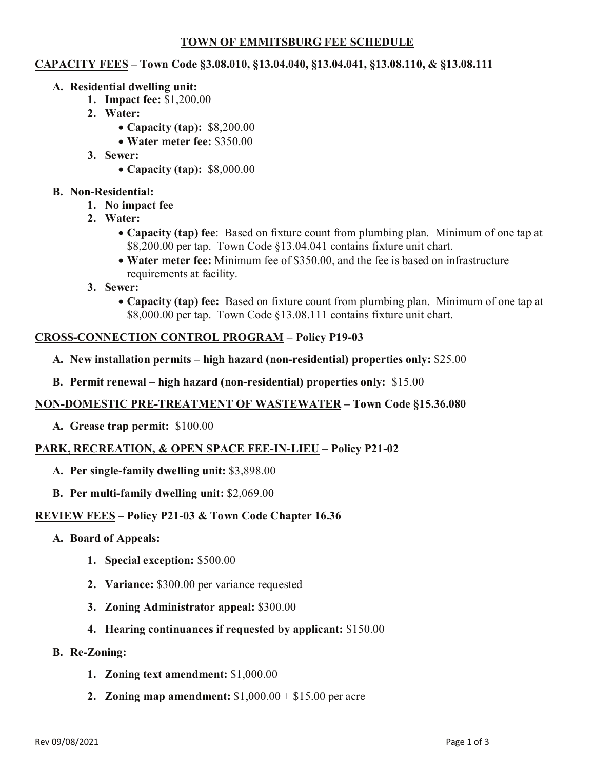# TOWN OF EMMITSBURG FEE SCHEDULE

## CAPACITY FEES – Town Code §3.08.010, §13.04.040, §13.04.041, §13.08.110, & §13.08.111

**A. Residential dwelling unit:**

1. **Impact fee:** $1,200.00
2. **Water:**
   - **Capacity (tap):** $8,200.00
   - **Water meter fee:** $350.00
3. **Sewer:**
   - **Capacity (tap):** $8,000.00

**B. Non-Residential:**

1. **No impact fee**
2. **Water:**
   - **Capacity (tap) fee**: Based on fixture count from plumbing plan. Minimum of one tap at $8,200.00 per tap. Town Code §13.04.041 contains fixture unit chart.
   - **Water meter fee:** Minimum fee of $350.00, and the fee is based on infrastructure requirements at facility.
3. **Sewer:**
   - **Capacity (tap) fee:** Based on fixture count from plumbing plan. Minimum of one tap at $8,000.00 per tap. Town Code §13.08.111 contains fixture unit chart.

## CROSS-CONNECTION CONTROL PROGRAM – Policy P19-03

**A. New installation permits – high hazard (non-residential) properties only:** $25.00

**B. Permit renewal – high hazard (non-residential) properties only:** $15.00

## NON-DOMESTIC PRE-TREATMENT OF WASTEWATER – Town Code §15.36.080

**A. Grease trap permit:** $100.00

## PARK, RECREATION, & OPEN SPACE FEE-IN-LIEU – Policy P21-02

**A. Per single-family dwelling unit:** $3,898.00

**B. Per multi-family dwelling unit:** $2,069.00

## REVIEW FEES – Policy P21-03 & Town Code Chapter 16.36

**A. Board of Appeals:**

1. **Special exception:** $500.00
2. **Variance:** $300.00 per variance requested
3. **Zoning Administrator appeal:** $300.00
4. **Hearing continuances if requested by applicant:** $150.00

**B. Re-Zoning:**

1. **Zoning text amendment:** $1,000.00
2. **Zoning map amendment:** $1,000.00 + $15.00 per acre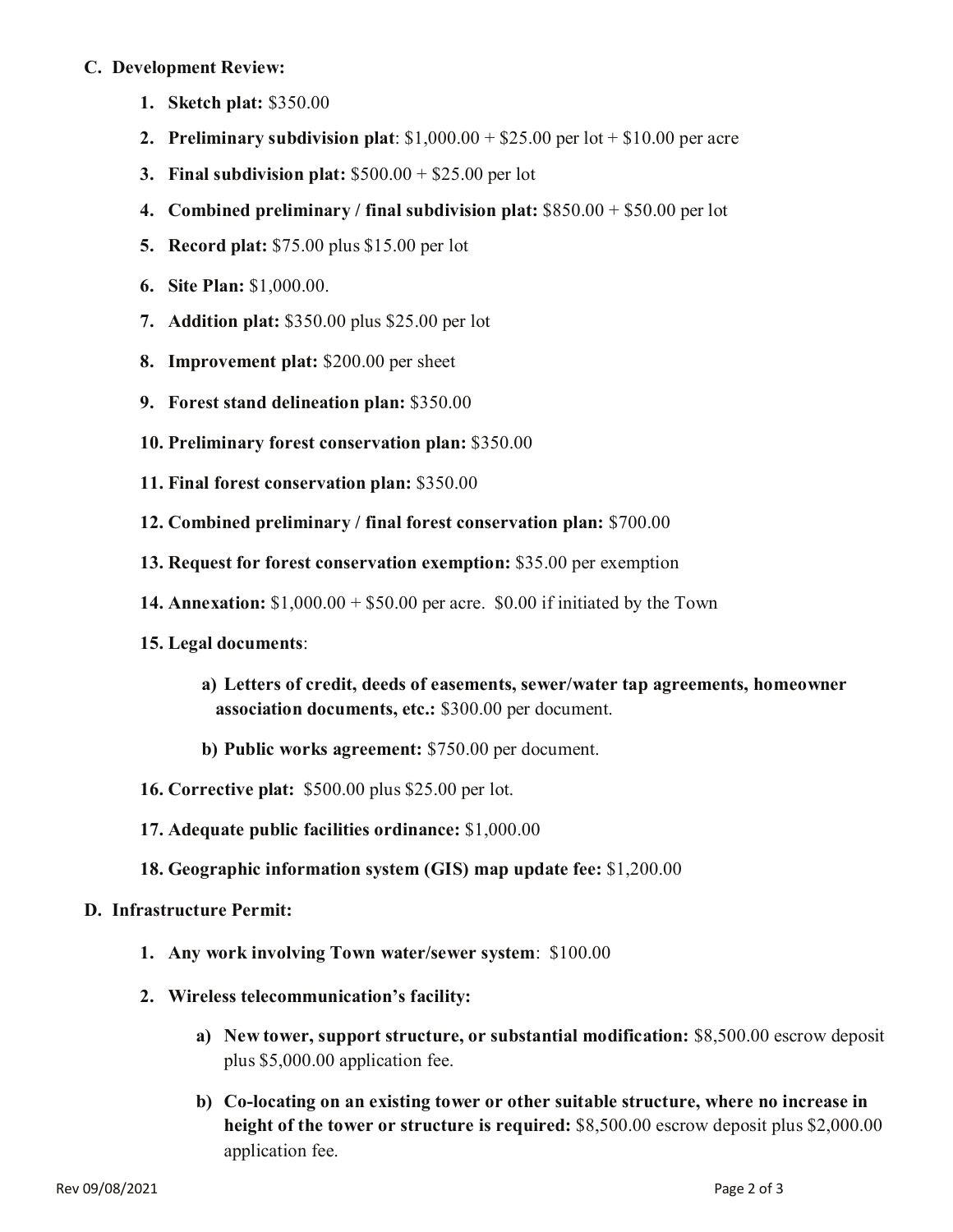**C. Development Review:**

1. **Sketch plat:** $350.00
2. **Preliminary subdivision plat**: $1,000.00 + $25.00 per lot + $10.00 per acre
3. **Final subdivision plat:** $500.00 + $25.00 per lot
4. **Combined preliminary / final subdivision plat:** $850.00 + $50.00 per lot
5. **Record plat:** $75.00 plus $15.00 per lot
6. **Site Plan:** $1,000.00.
7. **Addition plat:** $350.00 plus $25.00 per lot
8. **Improvement plat:** $200.00 per sheet
9. **Forest stand delineation plan:** $350.00
10. **Preliminary forest conservation plan:** $350.00
11. **Final forest conservation plan:** $350.00
12. **Combined preliminary / final forest conservation plan:** $700.00
13. **Request for forest conservation exemption:** $35.00 per exemption
14. **Annexation:** $1,000.00 + $50.00 per acre. $0.00 if initiated by the Town
15. **Legal documents**:
    a) **Letters of credit, deeds of easements, sewer/water tap agreements, homeowner association documents, etc.:** $300.00 per document.
    b) **Public works agreement:** $750.00 per document.
16. **Corrective plat:** $500.00 plus $25.00 per lot.
17. **Adequate public facilities ordinance:** $1,000.00
18. **Geographic information system (GIS) map update fee:** $1,200.00

**D. Infrastructure Permit:**

1. **Any work involving Town water/sewer system**: $100.00
2. **Wireless telecommunication's facility:**
    a) **New tower, support structure, or substantial modification:** $8,500.00 escrow deposit plus $5,000.00 application fee.
    b) **Co-locating on an existing tower or other suitable structure, where no increase in height of the tower or structure is required:** $8,500.00 escrow deposit plus $2,000.00 application fee.

Rev 09/08/2021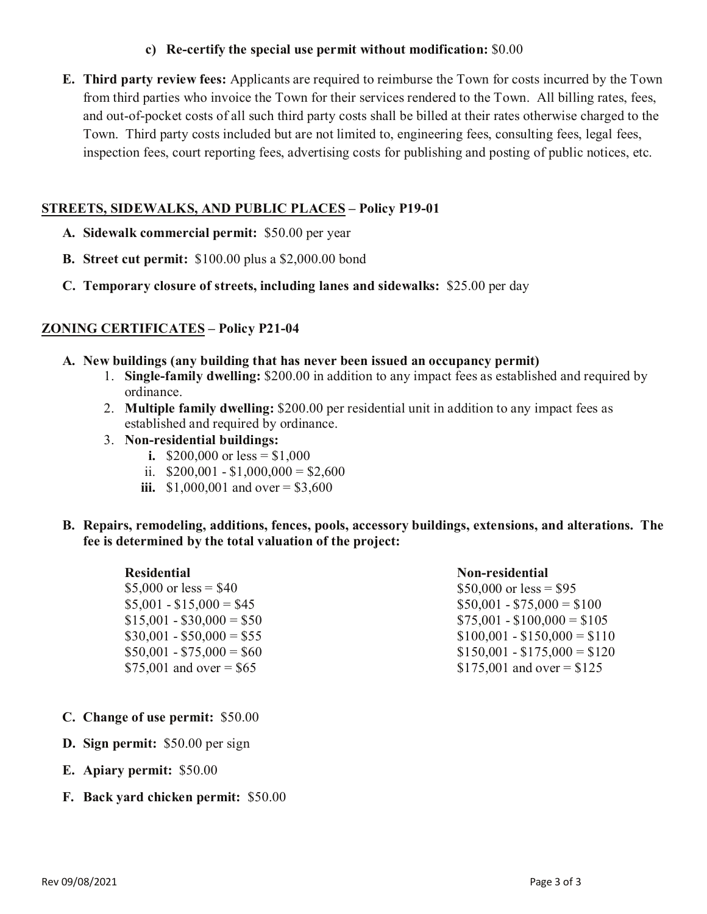c) **Re-certify the special use permit without modification:** \$0.00

E. **Third party review fees:** Applicants are required to reimburse the Town for costs incurred by the Town from third parties who invoice the Town for their services rendered to the Town. All billing rates, fees, and out-of-pocket costs of all such third party costs shall be billed at their rates otherwise charged to the Town. Third party costs included but are not limited to, engineering fees, consulting fees, legal fees, inspection fees, court reporting fees, advertising costs for publishing and posting of public notices, etc.

## STREETS, SIDEWALKS, AND PUBLIC PLACES – Policy P19-01

A. **Sidewalk commercial permit:** \$50.00 per year

B. **Street cut permit:** \$100.00 plus a \$2,000.00 bond

C. **Temporary closure of streets, including lanes and sidewalks:** \$25.00 per day

## ZONING CERTIFICATES – Policy P21-04

A. **New buildings (any building that has never been issued an occupancy permit)**
   1. **Single-family dwelling:** \$200.00 in addition to any impact fees as established and required by ordinance.
   2. **Multiple family dwelling:** \$200.00 per residential unit in addition to any impact fees as established and required by ordinance.
   3. **Non-residential buildings:**
      - i. \$200,000 or less = \$1,000
      - ii. \$200,001 - \$1,000,000 = \$2,600
      - iii. \$1,000,001 and over = \$3,600

B. **Repairs, remodeling, additions, fences, pools, accessory buildings, extensions, and alterations. The fee is determined by the total valuation of the project:**

| Residential | Non-residential |
|---|---|
| \$5,000 or less = \$40 | \$50,000 or less = \$95 |
| \$5,001 - \$15,000 = \$45 | \$50,001 - \$75,000 = \$100 |
| \$15,001 - \$30,000 = \$50 | \$75,001 - \$100,000 = \$105 |
| \$30,001 - \$50,000 = \$55 | \$100,001 - \$150,000 = \$110 |
| \$50,001 - \$75,000 = \$60 | \$150,001 - \$175,000 = \$120 |
| \$75,001 and over = \$65 | \$175,001 and over = \$125 |

C. **Change of use permit:** \$50.00

D. **Sign permit:** \$50.00 per sign

E. **Apiary permit:** \$50.00

F. **Back yard chicken permit:** \$50.00

Rev 09/08/2021